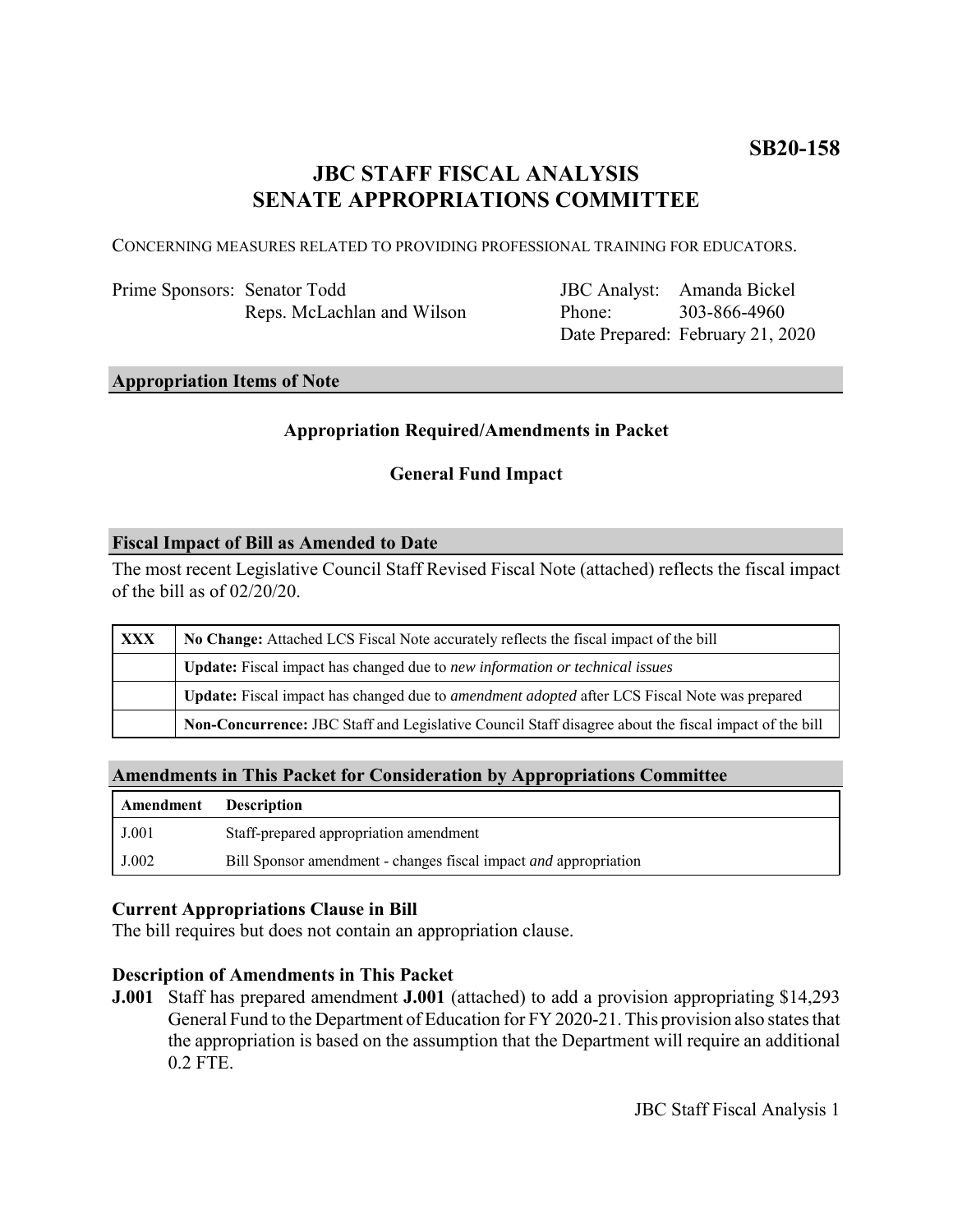**SB20-158**

# JBC STAFF FISCAL ANALYSIS
# SENATE APPROPRIATIONS COMMITTEE

CONCERNING MEASURES RELATED TO PROVIDING PROFESSIONAL TRAINING FOR EDUCATORS.

| | | | |
|---|---|---|---|
| Prime Sponsors: | Senator Todd<br>Reps. McLachlan and Wilson | JBC Analyst:<br>Phone:<br>Date Prepared: | Amanda Bickel<br>303-866-4960<br>February 21, 2020 |

## Appropriation Items of Note

**Appropriation Required/Amendments in Packet**

**General Fund Impact**

## Fiscal Impact of Bill as Amended to Date

The most recent Legislative Council Staff Revised Fiscal Note (attached) reflects the fiscal impact of the bill as of 02/20/20.

| | |
|---|---|
| **XXX** | **No Change:** Attached LCS Fiscal Note accurately reflects the fiscal impact of the bill |
| | **Update:** Fiscal impact has changed due to *new information or technical issues* |
| | **Update:** Fiscal impact has changed due to *amendment adopted* after LCS Fiscal Note was prepared |
| | **Non-Concurrence:** JBC Staff and Legislative Council Staff disagree about the fiscal impact of the bill |

## Amendments in This Packet for Consideration by Appropriations Committee

| Amendment | Description |
|---|---|
| J.001 | Staff-prepared appropriation amendment |
| J.002 | Bill Sponsor amendment - changes fiscal impact *and* appropriation |

### Current Appropriations Clause in Bill

The bill requires but does not contain an appropriation clause.

### Description of Amendments in This Packet

**J.001** Staff has prepared amendment **J.001** (attached) to add a provision appropriating $14,293 General Fund to the Department of Education for FY 2020-21. This provision also states that the appropriation is based on the assumption that the Department will require an additional 0.2 FTE.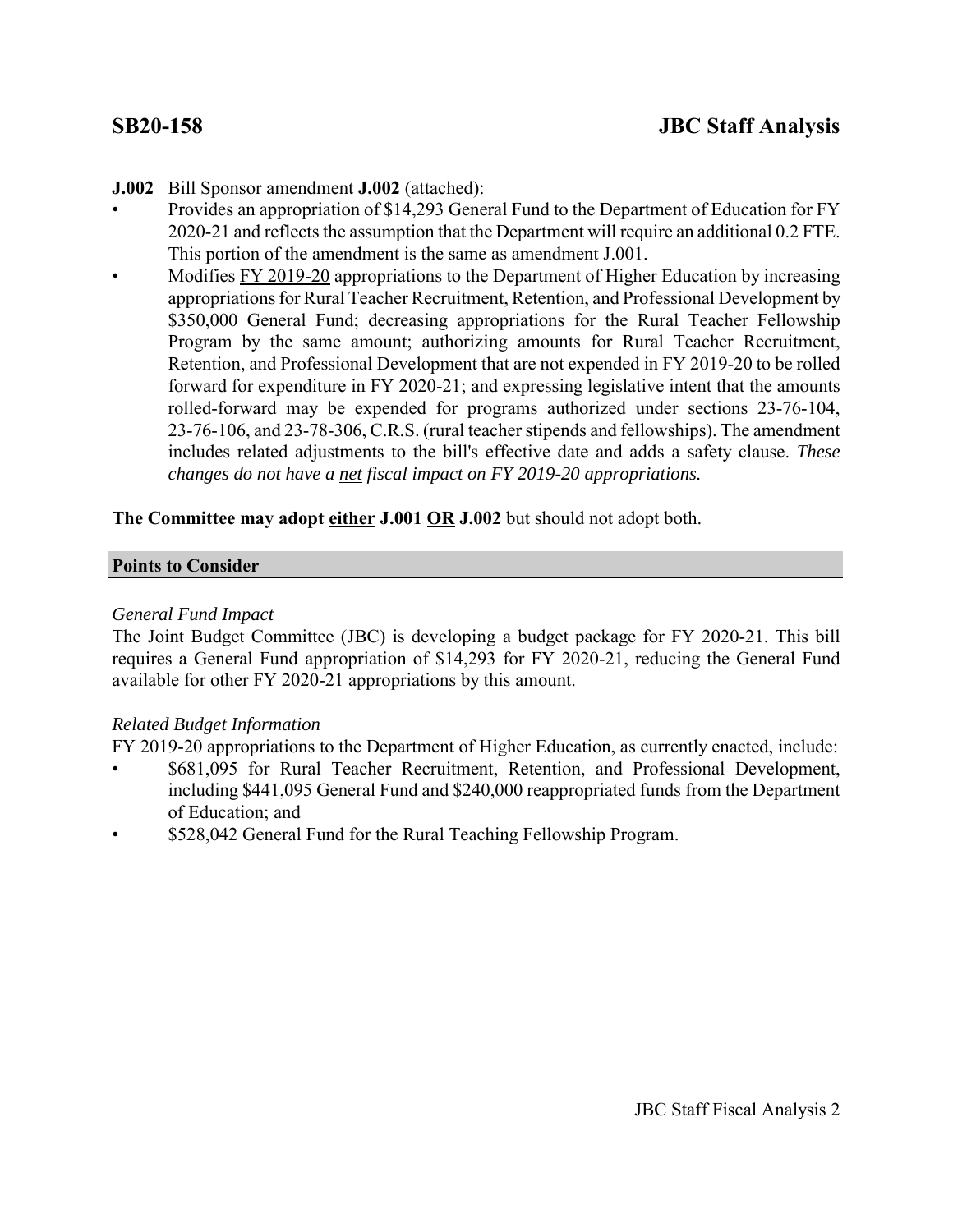**J.002** Bill Sponsor amendment **J.002** (attached):

- Provides an appropriation of $14,293 General Fund to the Department of Education for FY 2020-21 and reflects the assumption that the Department will require an additional 0.2 FTE. This portion of the amendment is the same as amendment J.001.
- Modifies FY 2019-20 appropriations to the Department of Higher Education by increasing appropriations for Rural Teacher Recruitment, Retention, and Professional Development by $350,000 General Fund; decreasing appropriations for the Rural Teacher Fellowship Program by the same amount; authorizing amounts for Rural Teacher Recruitment, Retention, and Professional Development that are not expended in FY 2019-20 to be rolled forward for expenditure in FY 2020-21; and expressing legislative intent that the amounts rolled-forward may be expended for programs authorized under sections 23-76-104, 23-76-106, and 23-78-306, C.R.S. (rural teacher stipends and fellowships). The amendment includes related adjustments to the bill's effective date and adds a safety clause. *These changes do not have a net fiscal impact on FY 2019-20 appropriations.*

**The Committee may adopt either J.001 OR J.002** but should not adopt both.

## Points to Consider

*General Fund Impact*

The Joint Budget Committee (JBC) is developing a budget package for FY 2020-21. This bill requires a General Fund appropriation of $14,293 for FY 2020-21, reducing the General Fund available for other FY 2020-21 appropriations by this amount.

*Related Budget Information*

FY 2019-20 appropriations to the Department of Higher Education, as currently enacted, include:

- $681,095 for Rural Teacher Recruitment, Retention, and Professional Development, including $441,095 General Fund and $240,000 reappropriated funds from the Department of Education; and
- $528,042 General Fund for the Rural Teaching Fellowship Program.